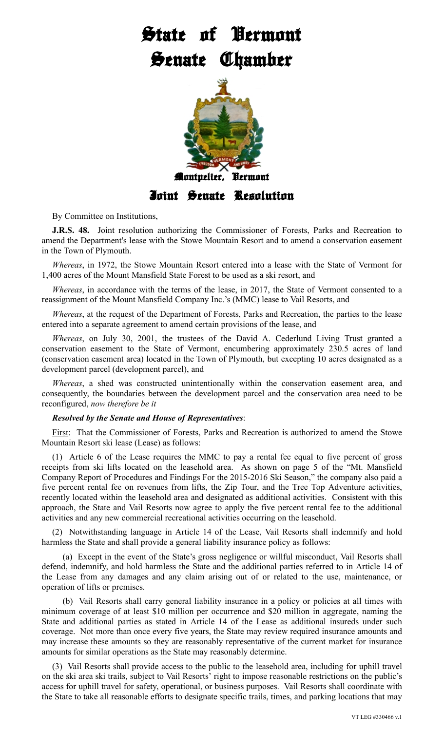# State of Vermont
# Senate Chamber

**Montpelier, Vermont**

## Joint Senate Resolution

By Committee on Institutions,

**J.R.S. 48.** Joint resolution authorizing the Commissioner of Forests, Parks and Recreation to amend the Department's lease with the Stowe Mountain Resort and to amend a conservation easement in the Town of Plymouth.

*Whereas*, in 1972, the Stowe Mountain Resort entered into a lease with the State of Vermont for 1,400 acres of the Mount Mansfield State Forest to be used as a ski resort, and

*Whereas*, in accordance with the terms of the lease, in 2017, the State of Vermont consented to a reassignment of the Mount Mansfield Company Inc.'s (MMC) lease to Vail Resorts, and

*Whereas*, at the request of the Department of Forests, Parks and Recreation, the parties to the lease entered into a separate agreement to amend certain provisions of the lease, and

*Whereas*, on July 30, 2001, the trustees of the David A. Cederlund Living Trust granted a conservation easement to the State of Vermont, encumbering approximately 230.5 acres of land (conservation easement area) located in the Town of Plymouth, but excepting 10 acres designated as a development parcel (development parcel), and

*Whereas*, a shed was constructed unintentionally within the conservation easement area, and consequently, the boundaries between the development parcel and the conservation area need to be reconfigured, *now therefore be it*

***Resolved by the Senate and House of Representatives***:

First: That the Commissioner of Forests, Parks and Recreation is authorized to amend the Stowe Mountain Resort ski lease (Lease) as follows:

(1) Article 6 of the Lease requires the MMC to pay a rental fee equal to five percent of gross receipts from ski lifts located on the leasehold area. As shown on page 5 of the "Mt. Mansfield Company Report of Procedures and Findings For the 2015-2016 Ski Season," the company also paid a five percent rental fee on revenues from lifts, the Zip Tour, and the Tree Top Adventure activities, recently located within the leasehold area and designated as additional activities. Consistent with this approach, the State and Vail Resorts now agree to apply the five percent rental fee to the additional activities and any new commercial recreational activities occurring on the leasehold.

(2) Notwithstanding language in Article 14 of the Lease, Vail Resorts shall indemnify and hold harmless the State and shall provide a general liability insurance policy as follows:

(a) Except in the event of the State's gross negligence or willful misconduct, Vail Resorts shall defend, indemnify, and hold harmless the State and the additional parties referred to in Article 14 of the Lease from any damages and any claim arising out of or related to the use, maintenance, or operation of lifts or premises.

(b) Vail Resorts shall carry general liability insurance in a policy or policies at all times with minimum coverage of at least $10 million per occurrence and $20 million in aggregate, naming the State and additional parties as stated in Article 14 of the Lease as additional insureds under such coverage. Not more than once every five years, the State may review required insurance amounts and may increase these amounts so they are reasonably representative of the current market for insurance amounts for similar operations as the State may reasonably determine.

(3) Vail Resorts shall provide access to the public to the leasehold area, including for uphill travel on the ski area ski trails, subject to Vail Resorts' right to impose reasonable restrictions on the public's access for uphill travel for safety, operational, or business purposes. Vail Resorts shall coordinate with the State to take all reasonable efforts to designate specific trails, times, and parking locations that may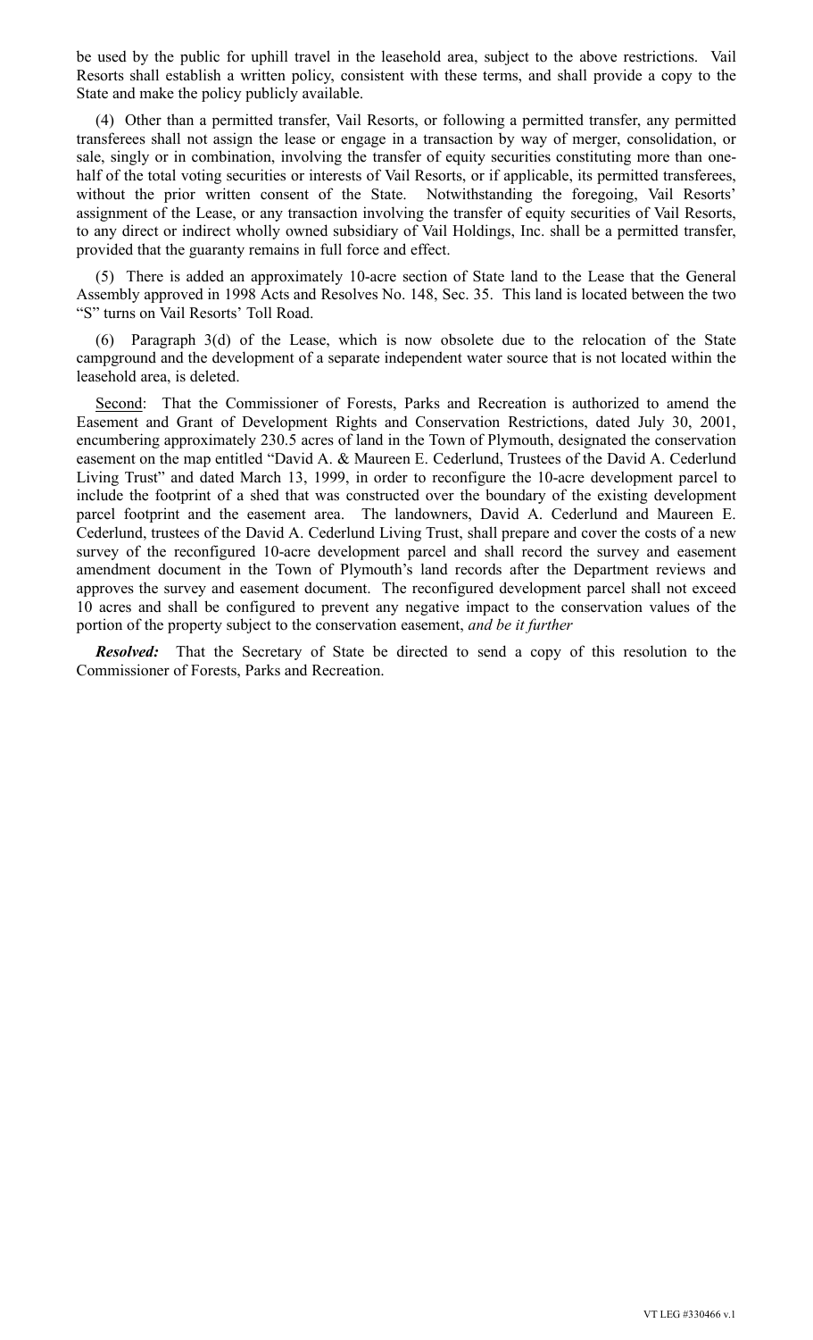be used by the public for uphill travel in the leasehold area, subject to the above restrictions. Vail Resorts shall establish a written policy, consistent with these terms, and shall provide a copy to the State and make the policy publicly available.

(4) Other than a permitted transfer, Vail Resorts, or following a permitted transfer, any permitted transferees shall not assign the lease or engage in a transaction by way of merger, consolidation, or sale, singly or in combination, involving the transfer of equity securities constituting more than one-half of the total voting securities or interests of Vail Resorts, or if applicable, its permitted transferees, without the prior written consent of the State. Notwithstanding the foregoing, Vail Resorts' assignment of the Lease, or any transaction involving the transfer of equity securities of Vail Resorts, to any direct or indirect wholly owned subsidiary of Vail Holdings, Inc. shall be a permitted transfer, provided that the guaranty remains in full force and effect.

(5) There is added an approximately 10-acre section of State land to the Lease that the General Assembly approved in 1998 Acts and Resolves No. 148, Sec. 35. This land is located between the two "S" turns on Vail Resorts' Toll Road.

(6) Paragraph 3(d) of the Lease, which is now obsolete due to the relocation of the State campground and the development of a separate independent water source that is not located within the leasehold area, is deleted.

Second: That the Commissioner of Forests, Parks and Recreation is authorized to amend the Easement and Grant of Development Rights and Conservation Restrictions, dated July 30, 2001, encumbering approximately 230.5 acres of land in the Town of Plymouth, designated the conservation easement on the map entitled "David A. & Maureen E. Cederlund, Trustees of the David A. Cederlund Living Trust" and dated March 13, 1999, in order to reconfigure the 10-acre development parcel to include the footprint of a shed that was constructed over the boundary of the existing development parcel footprint and the easement area. The landowners, David A. Cederlund and Maureen E. Cederlund, trustees of the David A. Cederlund Living Trust, shall prepare and cover the costs of a new survey of the reconfigured 10-acre development parcel and shall record the survey and easement amendment document in the Town of Plymouth's land records after the Department reviews and approves the survey and easement document. The reconfigured development parcel shall not exceed 10 acres and shall be configured to prevent any negative impact to the conservation values of the portion of the property subject to the conservation easement, *and be it further*

***Resolved:*** That the Secretary of State be directed to send a copy of this resolution to the Commissioner of Forests, Parks and Recreation.

VT LEG #330466 v.1